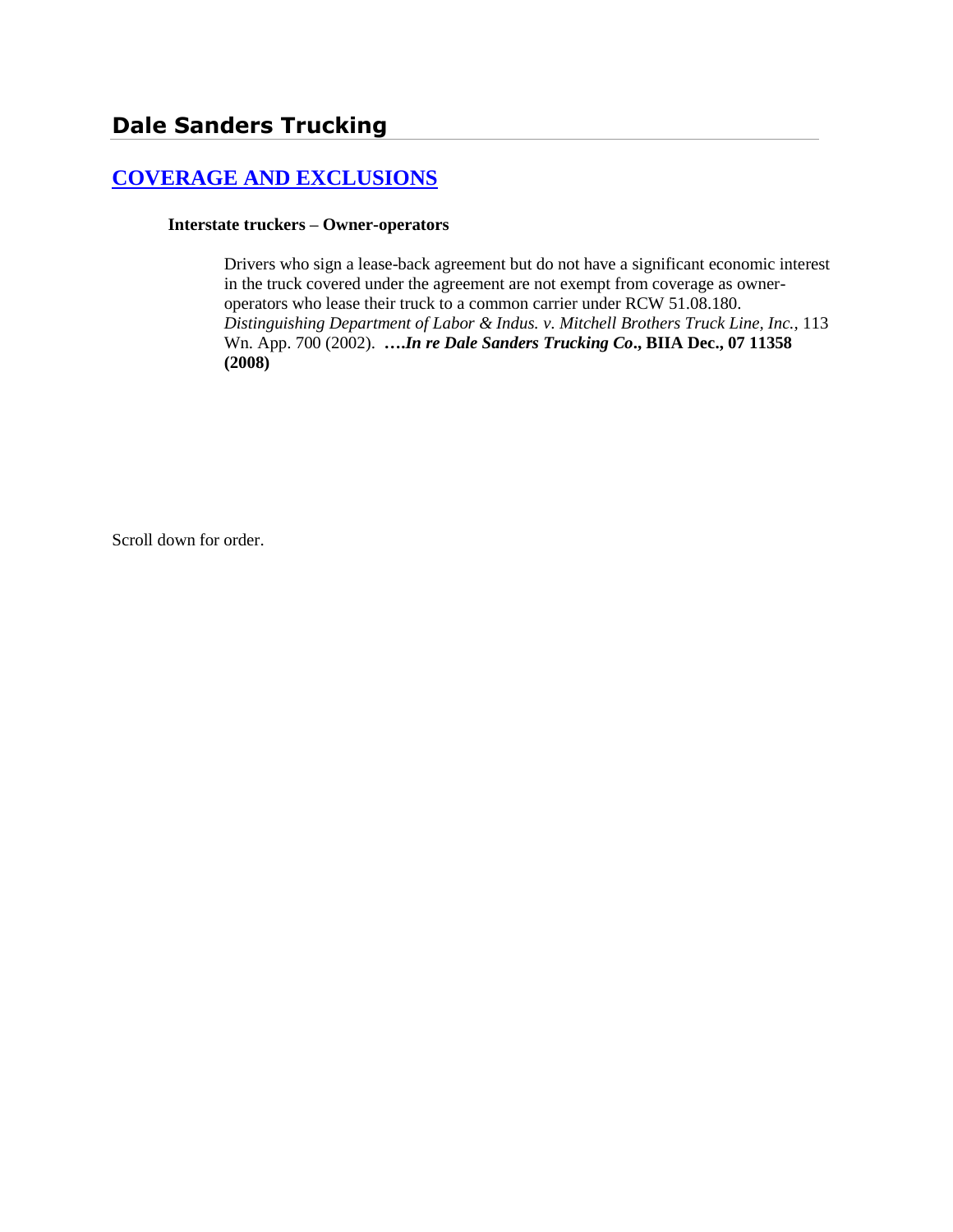# Dale Sanders Trucking

## [COVERAGE AND EXCLUSIONS]

**Interstate truckers – Owner-operators**

Drivers who sign a lease-back agreement but do not have a significant economic interest in the truck covered under the agreement are not exempt from coverage as owner-operators who lease their truck to a common carrier under RCW 51.08.180. *Distinguishing Department of Labor & Indus. v. Mitchell Brothers Truck Line, Inc.,* 113 Wn. App. 700 (2002). **….*In re Dale Sanders Trucking Co*., BIIA Dec., 07 11358 (2008)**

Scroll down for order.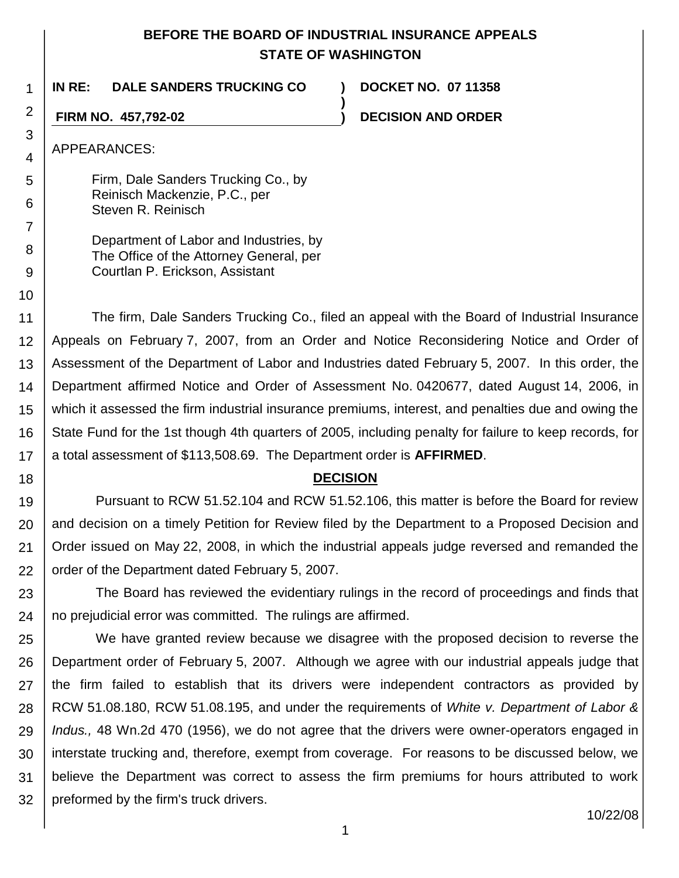**BEFORE THE BOARD OF INDUSTRIAL INSURANCE APPEALS**
**STATE OF WASHINGTON**

**IN RE: DALE SANDERS TRUCKING CO** ) **DOCKET NO. 07 11358**
**FIRM NO. 457,792-02** ) **DECISION AND ORDER**

APPEARANCES:

Firm, Dale Sanders Trucking Co., by
Reinisch Mackenzie, P.C., per
Steven R. Reinisch

Department of Labor and Industries, by
The Office of the Attorney General, per
Courtlan P. Erickson, Assistant

The firm, Dale Sanders Trucking Co., filed an appeal with the Board of Industrial Insurance Appeals on February 7, 2007, from an Order and Notice Reconsidering Notice and Order of Assessment of the Department of Labor and Industries dated February 5, 2007. In this order, the Department affirmed Notice and Order of Assessment No. 0420677, dated August 14, 2006, in which it assessed the firm industrial insurance premiums, interest, and penalties due and owing the State Fund for the 1st though 4th quarters of 2005, including penalty for failure to keep records, for a total assessment of $113,508.69. The Department order is **AFFIRMED**.

## DECISION

Pursuant to RCW 51.52.104 and RCW 51.52.106, this matter is before the Board for review and decision on a timely Petition for Review filed by the Department to a Proposed Decision and Order issued on May 22, 2008, in which the industrial appeals judge reversed and remanded the order of the Department dated February 5, 2007.

The Board has reviewed the evidentiary rulings in the record of proceedings and finds that no prejudicial error was committed. The rulings are affirmed.

We have granted review because we disagree with the proposed decision to reverse the Department order of February 5, 2007. Although we agree with our industrial appeals judge that the firm failed to establish that its drivers were independent contractors as provided by RCW 51.08.180, RCW 51.08.195, and under the requirements of *White v. Department of Labor & Indus.,* 48 Wn.2d 470 (1956), we do not agree that the drivers were owner-operators engaged in interstate trucking and, therefore, exempt from coverage. For reasons to be discussed below, we believe the Department was correct to assess the firm premiums for hours attributed to work preformed by the firm's truck drivers.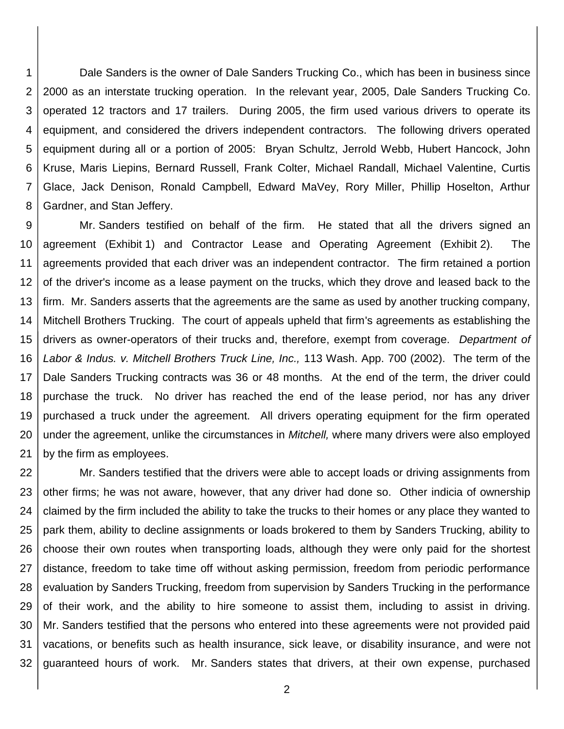Dale Sanders is the owner of Dale Sanders Trucking Co., which has been in business since 2000 as an interstate trucking operation. In the relevant year, 2005, Dale Sanders Trucking Co. operated 12 tractors and 17 trailers. During 2005, the firm used various drivers to operate its equipment, and considered the drivers independent contractors. The following drivers operated equipment during all or a portion of 2005: Bryan Schultz, Jerrold Webb, Hubert Hancock, John Kruse, Maris Liepins, Bernard Russell, Frank Colter, Michael Randall, Michael Valentine, Curtis Glace, Jack Denison, Ronald Campbell, Edward MaVey, Rory Miller, Phillip Hoselton, Arthur Gardner, and Stan Jeffery.

Mr. Sanders testified on behalf of the firm. He stated that all the drivers signed an agreement (Exhibit 1) and Contractor Lease and Operating Agreement (Exhibit 2). The agreements provided that each driver was an independent contractor. The firm retained a portion of the driver's income as a lease payment on the trucks, which they drove and leased back to the firm. Mr. Sanders asserts that the agreements are the same as used by another trucking company, Mitchell Brothers Trucking. The court of appeals upheld that firm's agreements as establishing the drivers as owner-operators of their trucks and, therefore, exempt from coverage. *Department of Labor & Indus. v. Mitchell Brothers Truck Line, Inc.,* 113 Wash. App. 700 (2002). The term of the Dale Sanders Trucking contracts was 36 or 48 months. At the end of the term, the driver could purchase the truck. No driver has reached the end of the lease period, nor has any driver purchased a truck under the agreement. All drivers operating equipment for the firm operated under the agreement, unlike the circumstances in *Mitchell,* where many drivers were also employed by the firm as employees.

Mr. Sanders testified that the drivers were able to accept loads or driving assignments from other firms; he was not aware, however, that any driver had done so. Other indicia of ownership claimed by the firm included the ability to take the trucks to their homes or any place they wanted to park them, ability to decline assignments or loads brokered to them by Sanders Trucking, ability to choose their own routes when transporting loads, although they were only paid for the shortest distance, freedom to take time off without asking permission, freedom from periodic performance evaluation by Sanders Trucking, freedom from supervision by Sanders Trucking in the performance of their work, and the ability to hire someone to assist them, including to assist in driving. Mr. Sanders testified that the persons who entered into these agreements were not provided paid vacations, or benefits such as health insurance, sick leave, or disability insurance, and were not guaranteed hours of work. Mr. Sanders states that drivers, at their own expense, purchased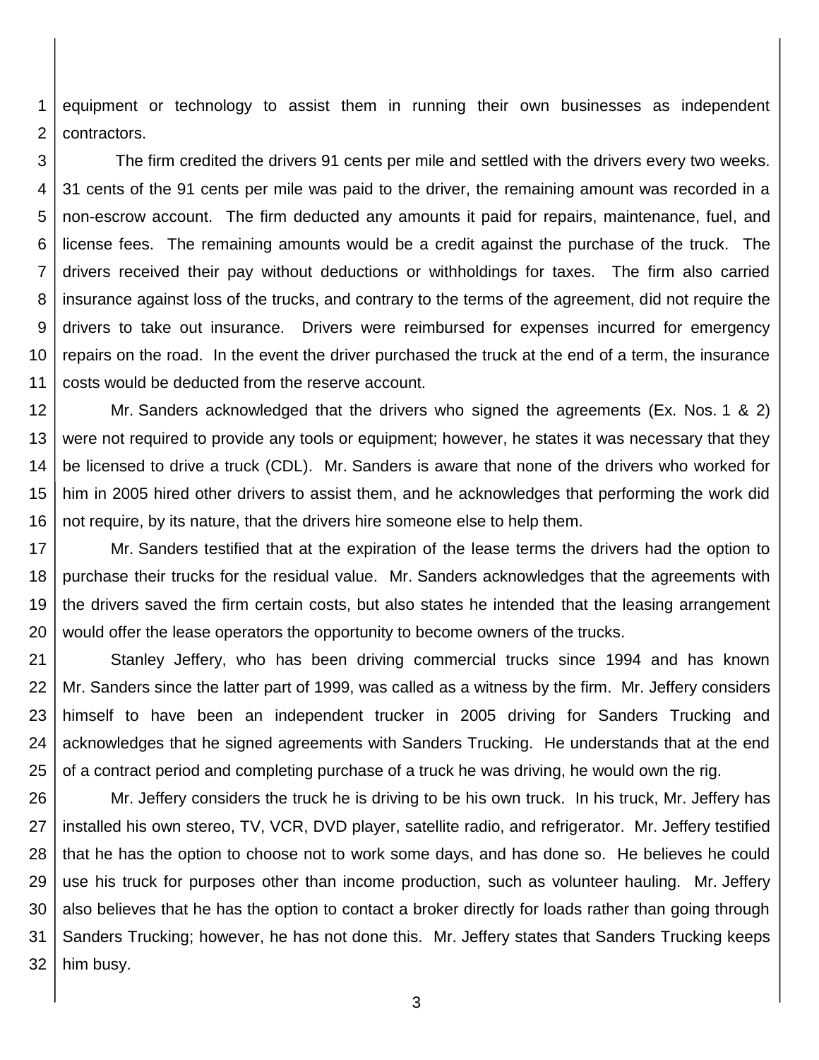equipment or technology to assist them in running their own businesses as independent contractors.

The firm credited the drivers 91 cents per mile and settled with the drivers every two weeks. 31 cents of the 91 cents per mile was paid to the driver, the remaining amount was recorded in a non-escrow account. The firm deducted any amounts it paid for repairs, maintenance, fuel, and license fees. The remaining amounts would be a credit against the purchase of the truck. The drivers received their pay without deductions or withholdings for taxes. The firm also carried insurance against loss of the trucks, and contrary to the terms of the agreement, did not require the drivers to take out insurance. Drivers were reimbursed for expenses incurred for emergency repairs on the road. In the event the driver purchased the truck at the end of a term, the insurance costs would be deducted from the reserve account.

Mr. Sanders acknowledged that the drivers who signed the agreements (Ex. Nos. 1 & 2) were not required to provide any tools or equipment; however, he states it was necessary that they be licensed to drive a truck (CDL). Mr. Sanders is aware that none of the drivers who worked for him in 2005 hired other drivers to assist them, and he acknowledges that performing the work did not require, by its nature, that the drivers hire someone else to help them.

Mr. Sanders testified that at the expiration of the lease terms the drivers had the option to purchase their trucks for the residual value. Mr. Sanders acknowledges that the agreements with the drivers saved the firm certain costs, but also states he intended that the leasing arrangement would offer the lease operators the opportunity to become owners of the trucks.

Stanley Jeffery, who has been driving commercial trucks since 1994 and has known Mr. Sanders since the latter part of 1999, was called as a witness by the firm. Mr. Jeffery considers himself to have been an independent trucker in 2005 driving for Sanders Trucking and acknowledges that he signed agreements with Sanders Trucking. He understands that at the end of a contract period and completing purchase of a truck he was driving, he would own the rig.

Mr. Jeffery considers the truck he is driving to be his own truck. In his truck, Mr. Jeffery has installed his own stereo, TV, VCR, DVD player, satellite radio, and refrigerator. Mr. Jeffery testified that he has the option to choose not to work some days, and has done so. He believes he could use his truck for purposes other than income production, such as volunteer hauling. Mr. Jeffery also believes that he has the option to contact a broker directly for loads rather than going through Sanders Trucking; however, he has not done this. Mr. Jeffery states that Sanders Trucking keeps him busy.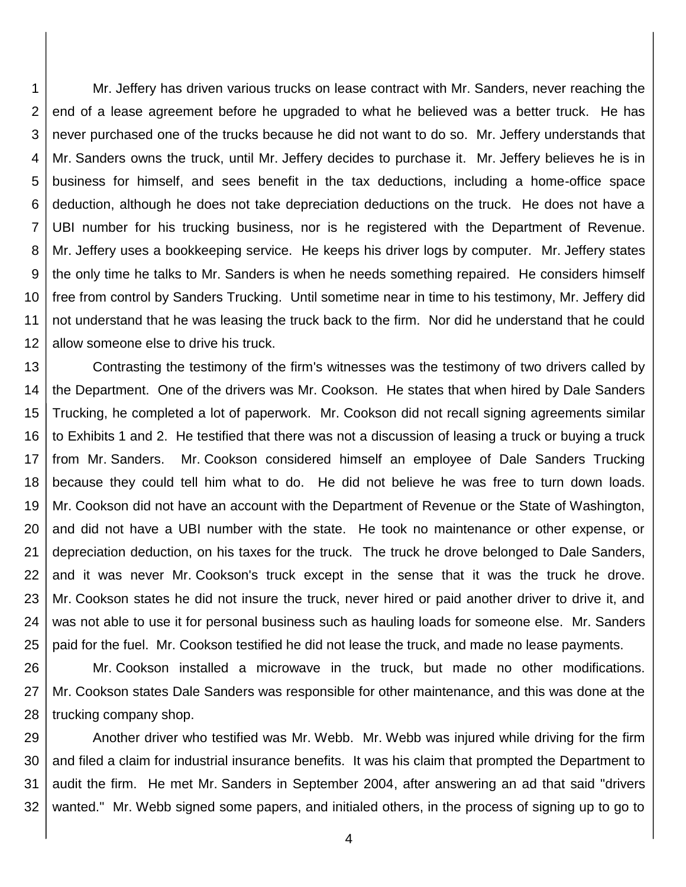Mr. Jeffery has driven various trucks on lease contract with Mr. Sanders, never reaching the end of a lease agreement before he upgraded to what he believed was a better truck. He has never purchased one of the trucks because he did not want to do so. Mr. Jeffery understands that Mr. Sanders owns the truck, until Mr. Jeffery decides to purchase it. Mr. Jeffery believes he is in business for himself, and sees benefit in the tax deductions, including a home-office space deduction, although he does not take depreciation deductions on the truck. He does not have a UBI number for his trucking business, nor is he registered with the Department of Revenue. Mr. Jeffery uses a bookkeeping service. He keeps his driver logs by computer. Mr. Jeffery states the only time he talks to Mr. Sanders is when he needs something repaired. He considers himself free from control by Sanders Trucking. Until sometime near in time to his testimony, Mr. Jeffery did not understand that he was leasing the truck back to the firm. Nor did he understand that he could allow someone else to drive his truck.

Contrasting the testimony of the firm's witnesses was the testimony of two drivers called by the Department. One of the drivers was Mr. Cookson. He states that when hired by Dale Sanders Trucking, he completed a lot of paperwork. Mr. Cookson did not recall signing agreements similar to Exhibits 1 and 2. He testified that there was not a discussion of leasing a truck or buying a truck from Mr. Sanders. Mr. Cookson considered himself an employee of Dale Sanders Trucking because they could tell him what to do. He did not believe he was free to turn down loads. Mr. Cookson did not have an account with the Department of Revenue or the State of Washington, and did not have a UBI number with the state. He took no maintenance or other expense, or depreciation deduction, on his taxes for the truck. The truck he drove belonged to Dale Sanders, and it was never Mr. Cookson's truck except in the sense that it was the truck he drove. Mr. Cookson states he did not insure the truck, never hired or paid another driver to drive it, and was not able to use it for personal business such as hauling loads for someone else. Mr. Sanders paid for the fuel. Mr. Cookson testified he did not lease the truck, and made no lease payments.

Mr. Cookson installed a microwave in the truck, but made no other modifications. Mr. Cookson states Dale Sanders was responsible for other maintenance, and this was done at the trucking company shop.

Another driver who testified was Mr. Webb. Mr. Webb was injured while driving for the firm and filed a claim for industrial insurance benefits. It was his claim that prompted the Department to audit the firm. He met Mr. Sanders in September 2004, after answering an ad that said "drivers wanted." Mr. Webb signed some papers, and initialed others, in the process of signing up to go to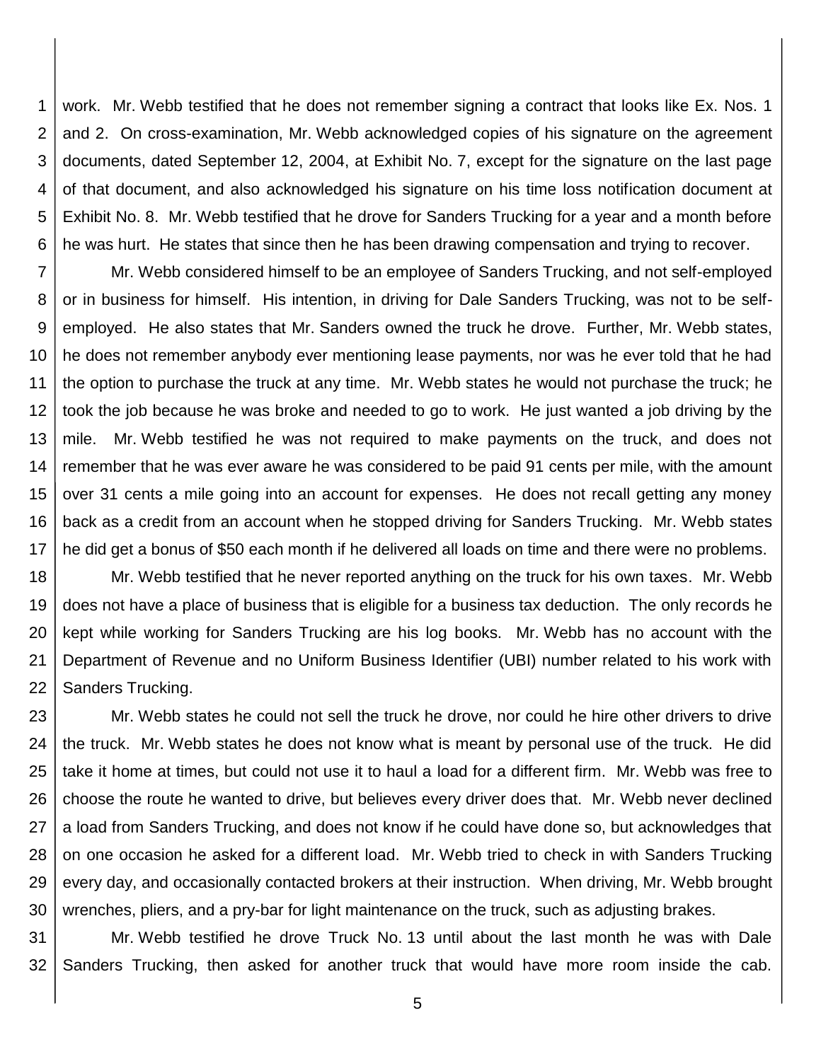work. Mr. Webb testified that he does not remember signing a contract that looks like Ex. Nos. 1 and 2. On cross-examination, Mr. Webb acknowledged copies of his signature on the agreement documents, dated September 12, 2004, at Exhibit No. 7, except for the signature on the last page of that document, and also acknowledged his signature on his time loss notification document at Exhibit No. 8. Mr. Webb testified that he drove for Sanders Trucking for a year and a month before he was hurt. He states that since then he has been drawing compensation and trying to recover.

Mr. Webb considered himself to be an employee of Sanders Trucking, and not self-employed or in business for himself. His intention, in driving for Dale Sanders Trucking, was not to be self-employed. He also states that Mr. Sanders owned the truck he drove. Further, Mr. Webb states, he does not remember anybody ever mentioning lease payments, nor was he ever told that he had the option to purchase the truck at any time. Mr. Webb states he would not purchase the truck; he took the job because he was broke and needed to go to work. He just wanted a job driving by the mile. Mr. Webb testified he was not required to make payments on the truck, and does not remember that he was ever aware he was considered to be paid 91 cents per mile, with the amount over 31 cents a mile going into an account for expenses. He does not recall getting any money back as a credit from an account when he stopped driving for Sanders Trucking. Mr. Webb states he did get a bonus of $50 each month if he delivered all loads on time and there were no problems.

Mr. Webb testified that he never reported anything on the truck for his own taxes. Mr. Webb does not have a place of business that is eligible for a business tax deduction. The only records he kept while working for Sanders Trucking are his log books. Mr. Webb has no account with the Department of Revenue and no Uniform Business Identifier (UBI) number related to his work with Sanders Trucking.

Mr. Webb states he could not sell the truck he drove, nor could he hire other drivers to drive the truck. Mr. Webb states he does not know what is meant by personal use of the truck. He did take it home at times, but could not use it to haul a load for a different firm. Mr. Webb was free to choose the route he wanted to drive, but believes every driver does that. Mr. Webb never declined a load from Sanders Trucking, and does not know if he could have done so, but acknowledges that on one occasion he asked for a different load. Mr. Webb tried to check in with Sanders Trucking every day, and occasionally contacted brokers at their instruction. When driving, Mr. Webb brought wrenches, pliers, and a pry-bar for light maintenance on the truck, such as adjusting brakes.

Mr. Webb testified he drove Truck No. 13 until about the last month he was with Dale Sanders Trucking, then asked for another truck that would have more room inside the cab.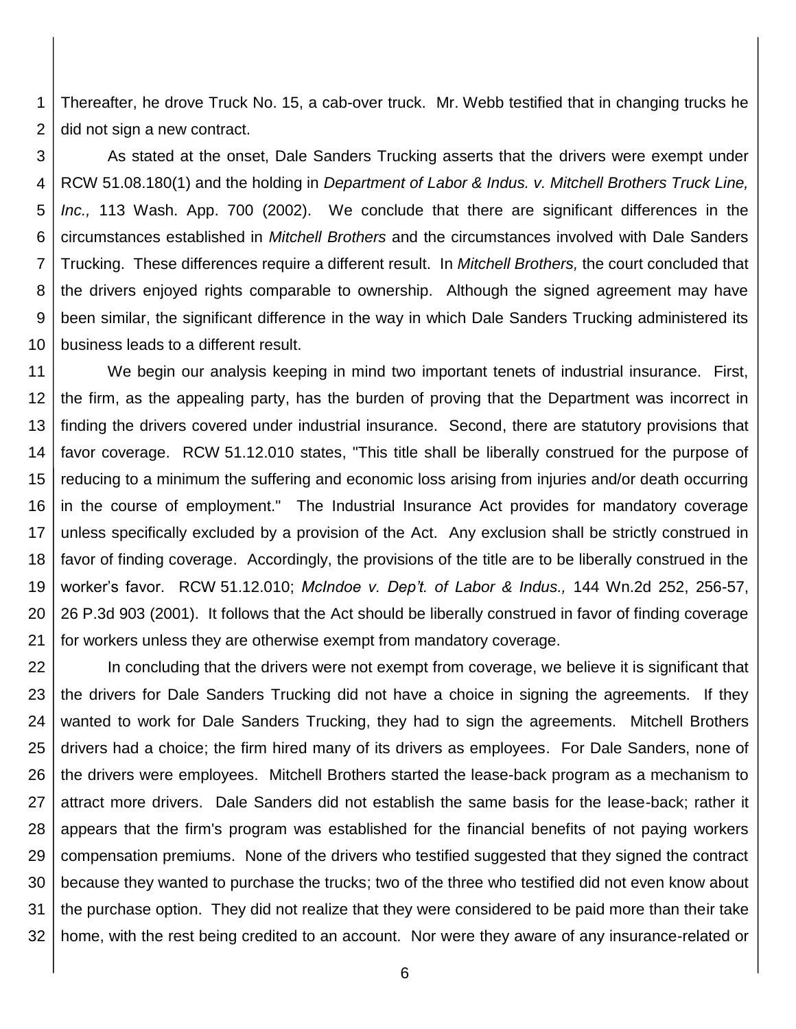Thereafter, he drove Truck No. 15, a cab-over truck. Mr. Webb testified that in changing trucks he did not sign a new contract.

As stated at the onset, Dale Sanders Trucking asserts that the drivers were exempt under RCW 51.08.180(1) and the holding in *Department of Labor & Indus. v. Mitchell Brothers Truck Line, Inc.,* 113 Wash. App. 700 (2002). We conclude that there are significant differences in the circumstances established in *Mitchell Brothers* and the circumstances involved with Dale Sanders Trucking. These differences require a different result. In *Mitchell Brothers,* the court concluded that the drivers enjoyed rights comparable to ownership. Although the signed agreement may have been similar, the significant difference in the way in which Dale Sanders Trucking administered its business leads to a different result.

We begin our analysis keeping in mind two important tenets of industrial insurance. First, the firm, as the appealing party, has the burden of proving that the Department was incorrect in finding the drivers covered under industrial insurance. Second, there are statutory provisions that favor coverage. RCW 51.12.010 states, "This title shall be liberally construed for the purpose of reducing to a minimum the suffering and economic loss arising from injuries and/or death occurring in the course of employment." The Industrial Insurance Act provides for mandatory coverage unless specifically excluded by a provision of the Act. Any exclusion shall be strictly construed in favor of finding coverage. Accordingly, the provisions of the title are to be liberally construed in the worker's favor. RCW 51.12.010; *McIndoe v. Dep't. of Labor & Indus.,* 144 Wn.2d 252, 256-57, 26 P.3d 903 (2001). It follows that the Act should be liberally construed in favor of finding coverage for workers unless they are otherwise exempt from mandatory coverage.

In concluding that the drivers were not exempt from coverage, we believe it is significant that the drivers for Dale Sanders Trucking did not have a choice in signing the agreements. If they wanted to work for Dale Sanders Trucking, they had to sign the agreements. Mitchell Brothers drivers had a choice; the firm hired many of its drivers as employees. For Dale Sanders, none of the drivers were employees. Mitchell Brothers started the lease-back program as a mechanism to attract more drivers. Dale Sanders did not establish the same basis for the lease-back; rather it appears that the firm's program was established for the financial benefits of not paying workers compensation premiums. None of the drivers who testified suggested that they signed the contract because they wanted to purchase the trucks; two of the three who testified did not even know about the purchase option. They did not realize that they were considered to be paid more than their take home, with the rest being credited to an account. Nor were they aware of any insurance-related or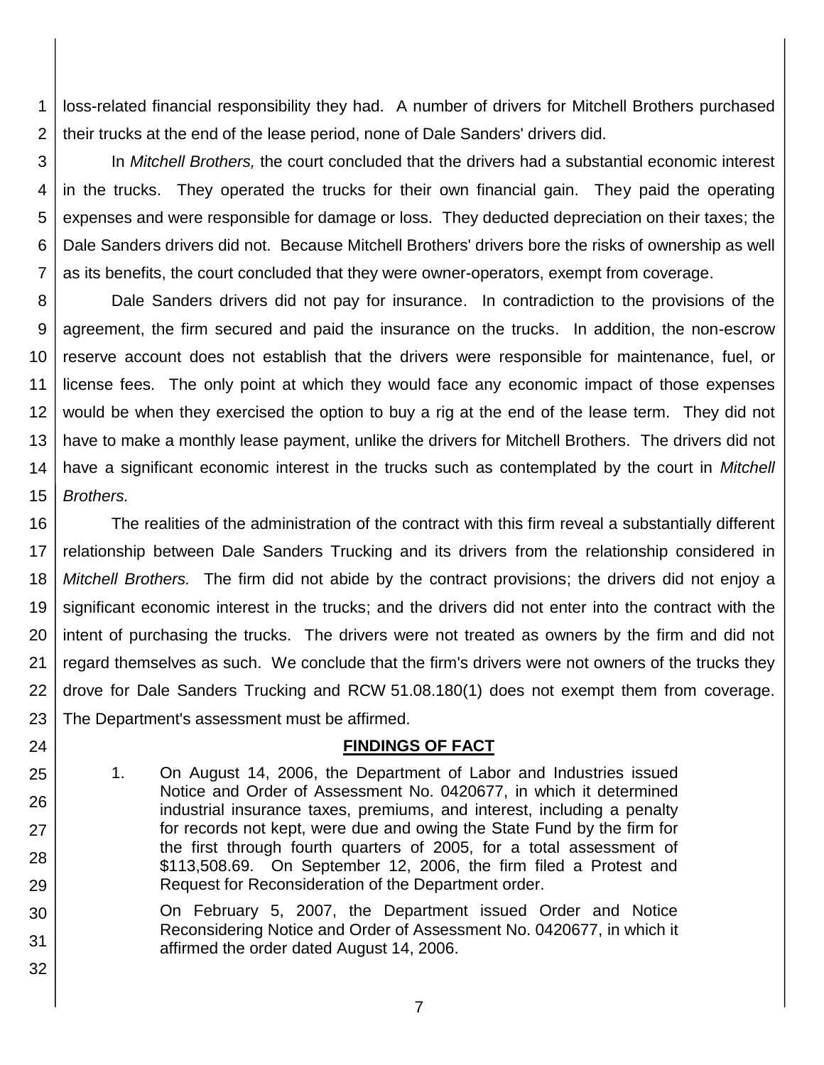loss-related financial responsibility they had. A number of drivers for Mitchell Brothers purchased their trucks at the end of the lease period, none of Dale Sanders' drivers did.

In *Mitchell Brothers,* the court concluded that the drivers had a substantial economic interest in the trucks. They operated the trucks for their own financial gain. They paid the operating expenses and were responsible for damage or loss. They deducted depreciation on their taxes; the Dale Sanders drivers did not. Because Mitchell Brothers' drivers bore the risks of ownership as well as its benefits, the court concluded that they were owner-operators, exempt from coverage.

Dale Sanders drivers did not pay for insurance. In contradiction to the provisions of the agreement, the firm secured and paid the insurance on the trucks. In addition, the non-escrow reserve account does not establish that the drivers were responsible for maintenance, fuel, or license fees. The only point at which they would face any economic impact of those expenses would be when they exercised the option to buy a rig at the end of the lease term. They did not have to make a monthly lease payment, unlike the drivers for Mitchell Brothers. The drivers did not have a significant economic interest in the trucks such as contemplated by the court in *Mitchell Brothers.*

The realities of the administration of the contract with this firm reveal a substantially different relationship between Dale Sanders Trucking and its drivers from the relationship considered in *Mitchell Brothers.* The firm did not abide by the contract provisions; the drivers did not enjoy a significant economic interest in the trucks; and the drivers did not enter into the contract with the intent of purchasing the trucks. The drivers were not treated as owners by the firm and did not regard themselves as such. We conclude that the firm's drivers were not owners of the trucks they drove for Dale Sanders Trucking and RCW 51.08.180(1) does not exempt them from coverage. The Department's assessment must be affirmed.

## FINDINGS OF FACT

1. On August 14, 2006, the Department of Labor and Industries issued Notice and Order of Assessment No. 0420677, in which it determined industrial insurance taxes, premiums, and interest, including a penalty for records not kept, were due and owing the State Fund by the firm for the first through fourth quarters of 2005, for a total assessment of \$113,508.69. On September 12, 2006, the firm filed a Protest and Request for Reconsideration of the Department order.

   On February 5, 2007, the Department issued Order and Notice Reconsidering Notice and Order of Assessment No. 0420677, in which it affirmed the order dated August 14, 2006.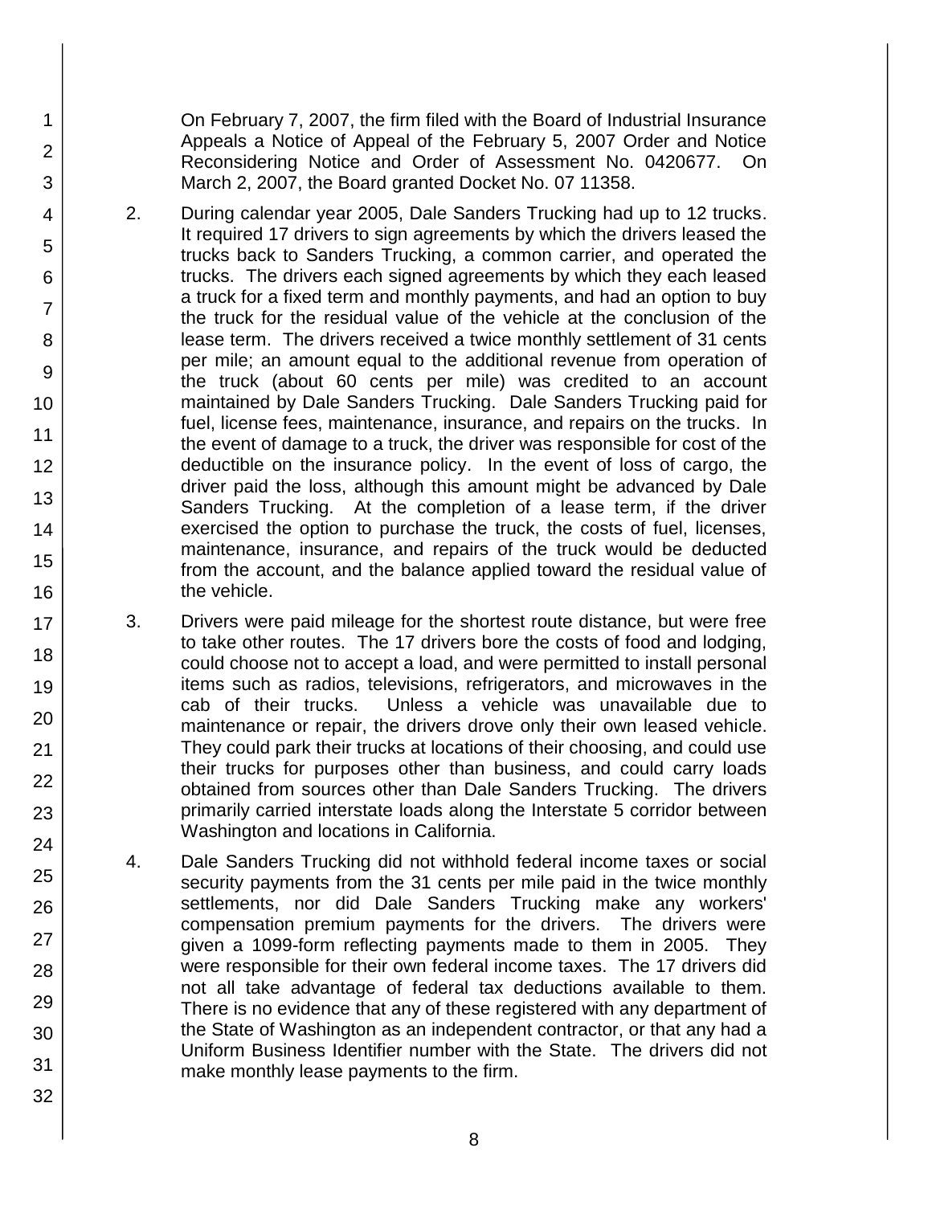On February 7, 2007, the firm filed with the Board of Industrial Insurance Appeals a Notice of Appeal of the February 5, 2007 Order and Notice Reconsidering Notice and Order of Assessment No. 0420677. On March 2, 2007, the Board granted Docket No. 07 11358.

2. During calendar year 2005, Dale Sanders Trucking had up to 12 trucks. It required 17 drivers to sign agreements by which the drivers leased the trucks back to Sanders Trucking, a common carrier, and operated the trucks. The drivers each signed agreements by which they each leased a truck for a fixed term and monthly payments, and had an option to buy the truck for the residual value of the vehicle at the conclusion of the lease term. The drivers received a twice monthly settlement of 31 cents per mile; an amount equal to the additional revenue from operation of the truck (about 60 cents per mile) was credited to an account maintained by Dale Sanders Trucking. Dale Sanders Trucking paid for fuel, license fees, maintenance, insurance, and repairs on the trucks. In the event of damage to a truck, the driver was responsible for cost of the deductible on the insurance policy. In the event of loss of cargo, the driver paid the loss, although this amount might be advanced by Dale Sanders Trucking. At the completion of a lease term, if the driver exercised the option to purchase the truck, the costs of fuel, licenses, maintenance, insurance, and repairs of the truck would be deducted from the account, and the balance applied toward the residual value of the vehicle.

3. Drivers were paid mileage for the shortest route distance, but were free to take other routes. The 17 drivers bore the costs of food and lodging, could choose not to accept a load, and were permitted to install personal items such as radios, televisions, refrigerators, and microwaves in the cab of their trucks. Unless a vehicle was unavailable due to maintenance or repair, the drivers drove only their own leased vehicle. They could park their trucks at locations of their choosing, and could use their trucks for purposes other than business, and could carry loads obtained from sources other than Dale Sanders Trucking. The drivers primarily carried interstate loads along the Interstate 5 corridor between Washington and locations in California.

4. Dale Sanders Trucking did not withhold federal income taxes or social security payments from the 31 cents per mile paid in the twice monthly settlements, nor did Dale Sanders Trucking make any workers' compensation premium payments for the drivers. The drivers were given a 1099-form reflecting payments made to them in 2005. They were responsible for their own federal income taxes. The 17 drivers did not all take advantage of federal tax deductions available to them. There is no evidence that any of these registered with any department of the State of Washington as an independent contractor, or that any had a Uniform Business Identifier number with the State. The drivers did not make monthly lease payments to the firm.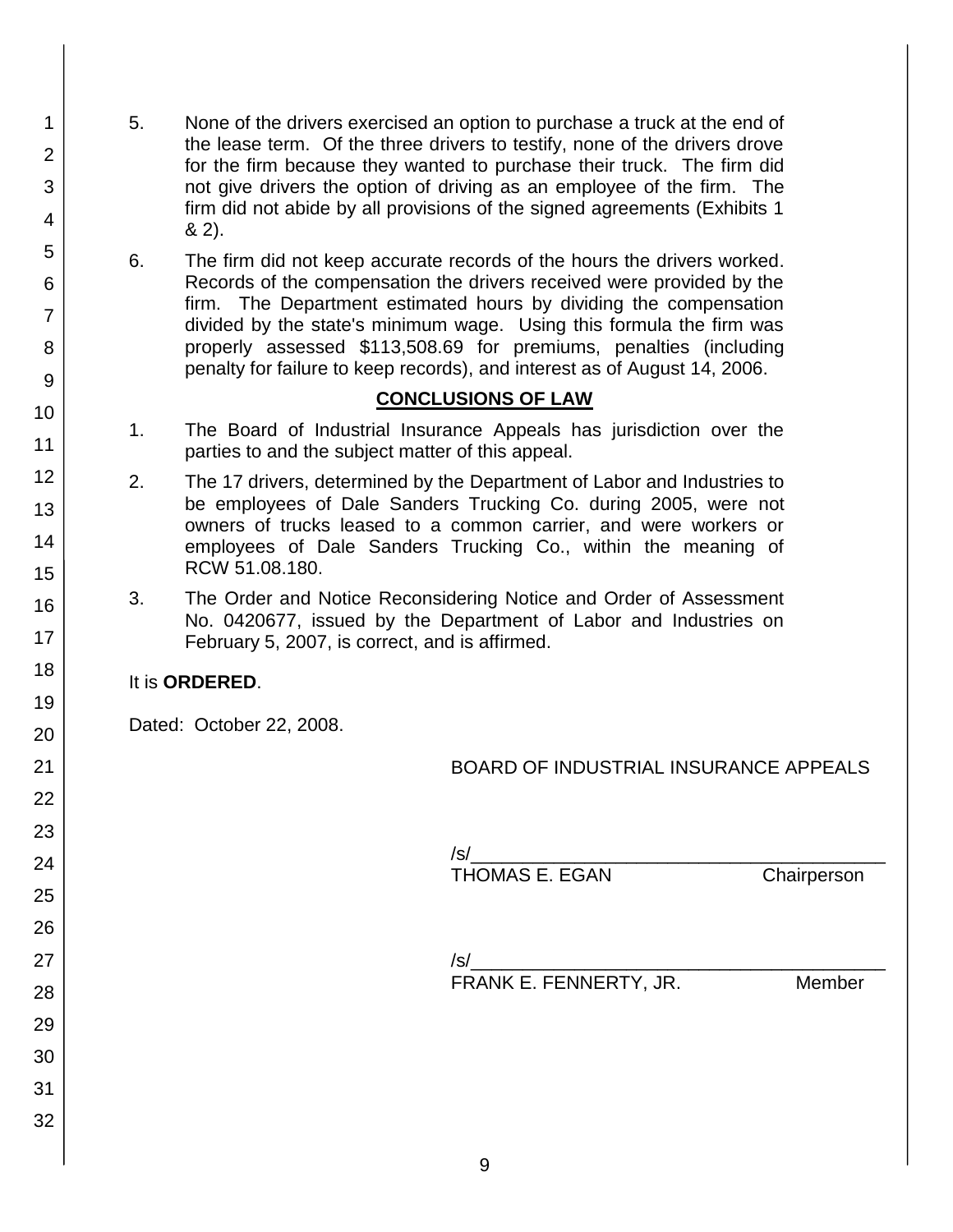5. None of the drivers exercised an option to purchase a truck at the end of the lease term. Of the three drivers to testify, none of the drivers drove for the firm because they wanted to purchase their truck. The firm did not give drivers the option of driving as an employee of the firm. The firm did not abide by all provisions of the signed agreements (Exhibits 1 & 2).

6. The firm did not keep accurate records of the hours the drivers worked. Records of the compensation the drivers received were provided by the firm. The Department estimated hours by dividing the compensation divided by the state's minimum wage. Using this formula the firm was properly assessed $113,508.69 for premiums, penalties (including penalty for failure to keep records), and interest as of August 14, 2006.

## CONCLUSIONS OF LAW

1. The Board of Industrial Insurance Appeals has jurisdiction over the parties to and the subject matter of this appeal.

2. The 17 drivers, determined by the Department of Labor and Industries to be employees of Dale Sanders Trucking Co. during 2005, were not owners of trucks leased to a common carrier, and were workers or employees of Dale Sanders Trucking Co., within the meaning of RCW 51.08.180.

3. The Order and Notice Reconsidering Notice and Order of Assessment No. 0420677, issued by the Department of Labor and Industries on February 5, 2007, is correct, and is affirmed.

It is **ORDERED**.

Dated: October 22, 2008.

BOARD OF INDUSTRIAL INSURANCE APPEALS

/s/\_\_\_\_\_\_\_\_\_\_\_\_\_\_\_\_\_\_\_\_\_\_\_\_\_\_\_\_\_\_\_\_\_\_\_\_\_\_\_\_
THOMAS E. EGAN Chairperson

/s/\_\_\_\_\_\_\_\_\_\_\_\_\_\_\_\_\_\_\_\_\_\_\_\_\_\_\_\_\_\_\_\_\_\_\_\_\_\_\_\_
FRANK E. FENNERTY, JR. Member